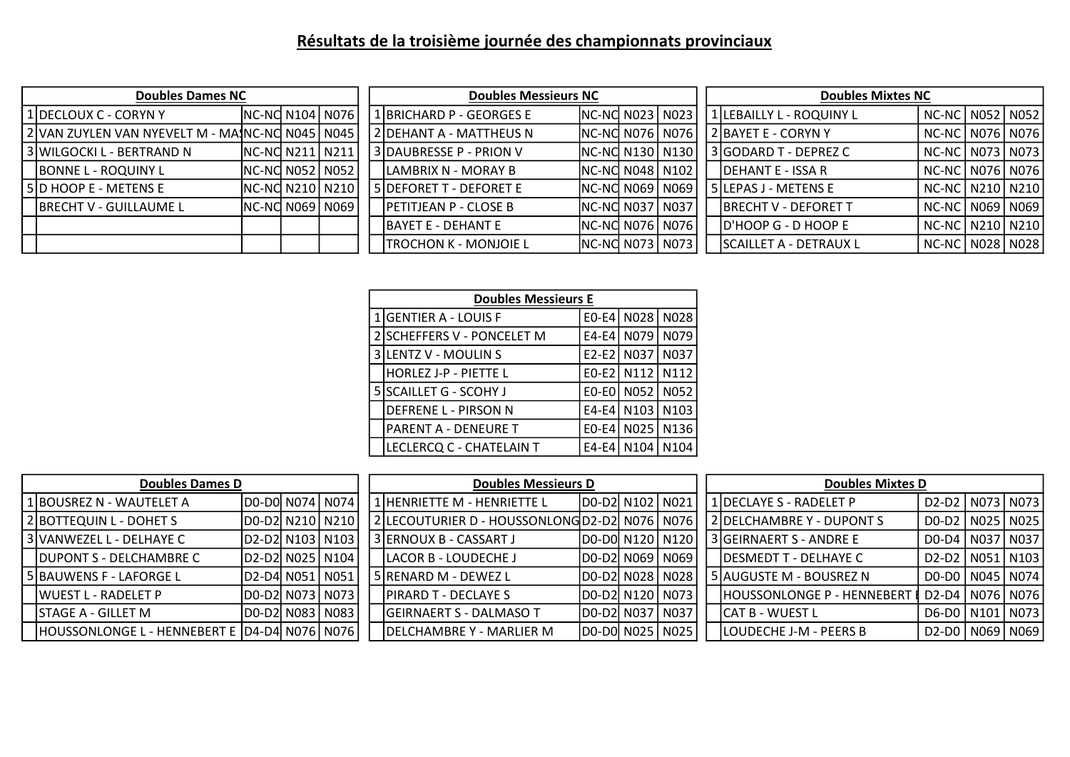# Résultats de la troisième journée des championnats provinciaux

| Doubles Dames NC | | | | |
|---|---|---|---|---|
| 1 | DECLOUX C - CORYN Y | NC-NC | N104 | N076 |
| 2 | VAN ZUYLEN VAN NYEVELT M - MA | NC-NC | N045 | N045 |
| 3 | WILGOCKI L - BERTRAND N | NC-NC | N211 | N211 |
| | BONNE L - ROQUINY L | NC-NC | N052 | N052 |
| 5 | D HOOP E - METENS E | NC-NC | N210 | N210 |
| | BRECHT V - GUILLAUME L | NC-NC | N069 | N069 |
| | | | | |
| | | | | |

| Doubles Messieurs NC | | | | |
|---|---|---|---|---|
| 1 | BRICHARD P - GEORGES E | NC-NC | N023 | N023 |
| 2 | DEHANT A - MATTHEUS N | NC-NC | N076 | N076 |
| 3 | DAUBRESSE P - PRION V | NC-NC | N130 | N130 |
| | LAMBRIX N - MORAY B | NC-NC | N048 | N102 |
| 5 | DEFORET T - DEFORET E | NC-NC | N069 | N069 |
| | PETITJEAN P - CLOSE B | NC-NC | N037 | N037 |
| | BAYET E - DEHANT E | NC-NC | N076 | N076 |
| | TROCHON K - MONJOIE L | NC-NC | N073 | N073 |

| Doubles Mixtes NC | | | | |
|---|---|---|---|---|
| 1 | LEBAILLY L - ROQUINY L | NC-NC | N052 | N052 |
| 2 | BAYET E - CORYN Y | NC-NC | N076 | N076 |
| 3 | GODARD T - DEPREZ C | NC-NC | N073 | N073 |
| | DEHANT E - ISSA R | NC-NC | N076 | N076 |
| 5 | LEPAS J - METENS E | NC-NC | N210 | N210 |
| | BRECHT V - DEFORET T | NC-NC | N069 | N069 |
| | D'HOOP G - D HOOP E | NC-NC | N210 | N210 |
| | SCAILLET A - DETRAUX L | NC-NC | N028 | N028 |

| Doubles Messieurs E | | | | |
|---|---|---|---|---|
| 1 | GENTIER A - LOUIS F | E0-E4 | N028 | N028 |
| 2 | SCHEFFERS V - PONCELET M | E4-E4 | N079 | N079 |
| 3 | LENTZ V - MOULIN S | E2-E2 | N037 | N037 |
| | HORLEZ J-P - PIETTE L | E0-E2 | N112 | N112 |
| 5 | SCAILLET G - SCOHY J | E0-E0 | N052 | N052 |
| | DEFRENE L - PIRSON N | E4-E4 | N103 | N103 |
| | PARENT A - DENEURE T | E0-E4 | N025 | N136 |
| | LECLERCQ C - CHATELAIN T | E4-E4 | N104 | N104 |

| Doubles Dames D | | | | |
|---|---|---|---|---|
| 1 | BOUSREZ N - WAUTELET A | D0-D0 | N074 | N074 |
| 2 | BOTTEQUIN L - DOHET S | D0-D2 | N210 | N210 |
| 3 | VANWEZEL L - DELHAYE C | D2-D2 | N103 | N103 |
| | DUPONT S - DELCHAMBRE C | D2-D2 | N025 | N104 |
| 5 | BAUWENS F - LAFORGE L | D2-D4 | N051 | N051 |
| | WUEST L - RADELET P | D0-D2 | N073 | N073 |
| | STAGE A - GILLET M | D0-D2 | N083 | N083 |
| | HOUSSONLONGE L - HENNEBERT E | D4-D4 | N076 | N076 |

| Doubles Messieurs D | | | | |
|---|---|---|---|---|
| 1 | HENRIETTE M - HENRIETTE L | D0-D2 | N102 | N021 |
| 2 | LECOUTURIER D - HOUSSONLONG | D2-D2 | N076 | N076 |
| 3 | ERNOUX B - CASSART J | D0-D0 | N120 | N120 |
| | LACOR B - LOUDECHE J | D0-D2 | N069 | N069 |
| 5 | RENARD M - DEWEZ L | D0-D2 | N028 | N028 |
| | PIRARD T - DECLAYE S | D0-D2 | N120 | N073 |
| | GEIRNAERT S - DALMASO T | D0-D2 | N037 | N037 |
| | DELCHAMBRE Y - MARLIER M | D0-D0 | N025 | N025 |

| Doubles Mixtes D | | | | |
|---|---|---|---|---|
| 1 | DECLAYE S - RADELET P | D2-D2 | N073 | N073 |
| 2 | DELCHAMBRE Y - DUPONT S | D0-D2 | N025 | N025 |
| 3 | GEIRNAERT S - ANDRE E | D0-D4 | N037 | N037 |
| | DESMEDT T - DELHAYE C | D2-D2 | N051 | N103 |
| 5 | AUGUSTE M - BOUSREZ N | D0-D0 | N045 | N074 |
| | HOUSSONLONGE P - HENNEBERT E | D2-D4 | N076 | N076 |
| | CAT B - WUEST L | D6-D0 | N101 | N073 |
| | LOUDECHE J-M - PEERS B | D2-D0 | N069 | N069 |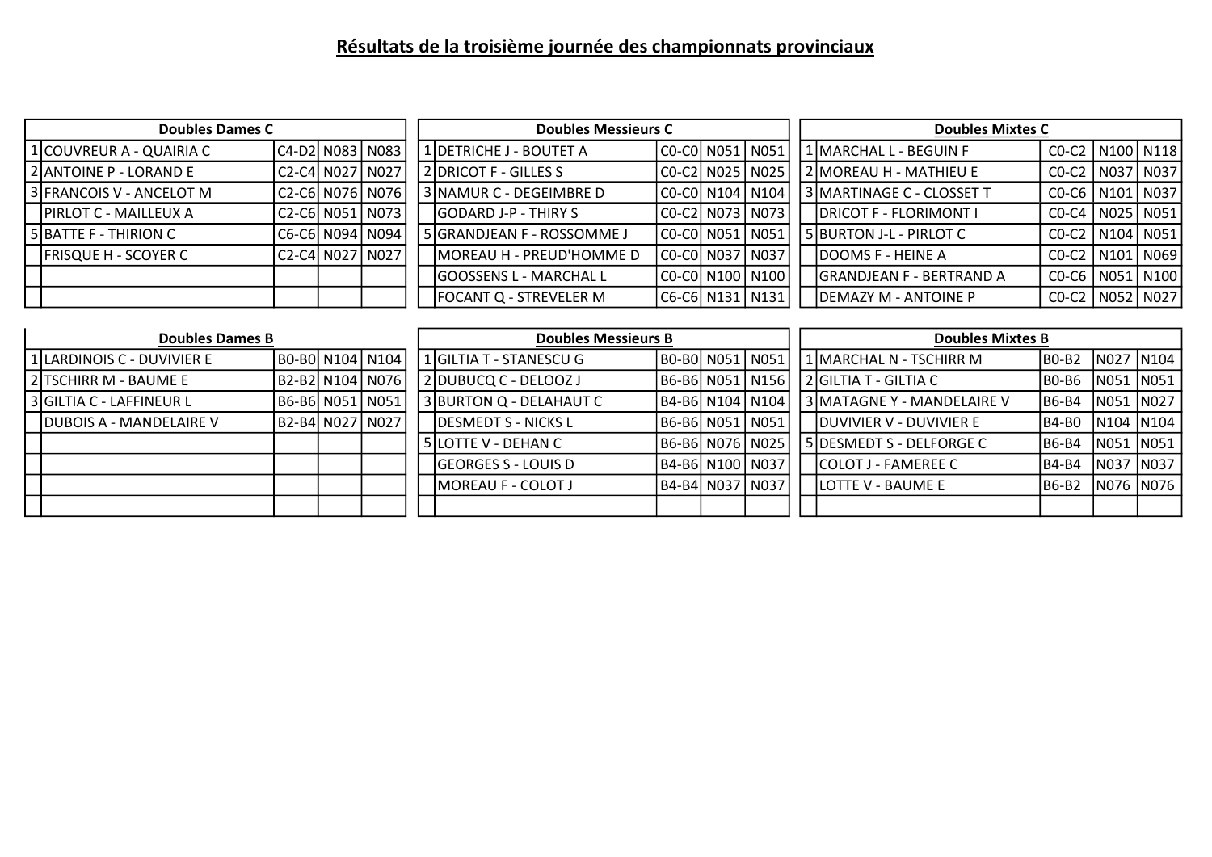**Résultats de la troisième journée des championnats provinciaux**

| Doubles Dames C | | | | |
|---|---|---|---|---|
| 1 | COUVREUR A - QUAIRIA C | C4-D2 | N083 | N083 |
| 2 | ANTOINE P - LORAND E | C2-C4 | N027 | N027 |
| 3 | FRANCOIS V - ANCELOT M | C2-C6 | N076 | N076 |
| | PIRLOT C - MAILLEUX A | C2-C6 | N051 | N073 |
| 5 | BATTE F - THIRION C | C6-C6 | N094 | N094 |
| | FRISQUE H - SCOYER C | C2-C4 | N027 | N027 |

| Doubles Messieurs C | | | | |
|---|---|---|---|---|
| 1 | DETRICHE J - BOUTET A | C0-C0 | N051 | N051 |
| 2 | DRICOT F - GILLES S | C0-C2 | N025 | N025 |
| 3 | NAMUR C - DEGEIMBRE D | C0-C0 | N104 | N104 |
| | GODARD J-P - THIRY S | C0-C2 | N073 | N073 |
| 5 | GRANDJEAN F - ROSSOMME J | C0-C0 | N051 | N051 |
| | MOREAU H - PREUD'HOMME D | C0-C0 | N037 | N037 |
| | GOOSSENS L - MARCHAL L | C0-C0 | N100 | N100 |
| | FOCANT Q - STREVELER M | C6-C6 | N131 | N131 |

| Doubles Mixtes C | | | | |
|---|---|---|---|---|
| 1 | MARCHAL L - BEGUIN F | C0-C2 | N100 | N118 |
| 2 | MOREAU H - MATHIEU E | C0-C2 | N037 | N037 |
| 3 | MARTINAGE C - CLOSSET T | C0-C6 | N101 | N037 |
| | DRICOT F - FLORIMONT I | C0-C4 | N025 | N051 |
| 5 | BURTON J-L - PIRLOT C | C0-C2 | N104 | N051 |
| | DOOMS F - HEINE A | C0-C2 | N101 | N069 |
| | GRANDJEAN F - BERTRAND A | C0-C6 | N051 | N100 |
| | DEMAZY M - ANTOINE P | C0-C2 | N052 | N027 |

| Doubles Dames B | | | | |
|---|---|---|---|---|
| 1 | LARDINOIS C - DUVIVIER E | B0-B0 | N104 | N104 |
| 2 | TSCHIRR M - BAUME E | B2-B2 | N104 | N076 |
| 3 | GILTIA C - LAFFINEUR L | B6-B6 | N051 | N051 |
| | DUBOIS A - MANDELAIRE V | B2-B4 | N027 | N027 |

| Doubles Messieurs B | | | | |
|---|---|---|---|---|
| 1 | GILTIA T - STANESCU G | B0-B0 | N051 | N051 |
| 2 | DUBUCQ C - DELOOZ J | B6-B6 | N051 | N156 |
| 3 | BURTON Q - DELAHAUT C | B4-B6 | N104 | N104 |
| | DESMEDT S - NICKS L | B6-B6 | N051 | N051 |
| 5 | LOTTE V - DEHAN C | B6-B6 | N076 | N025 |
| | GEORGES S - LOUIS D | B4-B6 | N100 | N037 |
| | MOREAU F - COLOT J | B4-B4 | N037 | N037 |

| Doubles Mixtes B | | | | |
|---|---|---|---|---|
| 1 | MARCHAL N - TSCHIRR M | B0-B2 | N027 | N104 |
| 2 | GILTIA T - GILTIA C | B0-B6 | N051 | N051 |
| 3 | MATAGNE Y - MANDELAIRE V | B6-B4 | N051 | N027 |
| | DUVIVIER V - DUVIVIER E | B4-B0 | N104 | N104 |
| 5 | DESMEDT S - DELFORGE C | B6-B4 | N051 | N051 |
| | COLOT J - FAMEREE C | B4-B4 | N037 | N037 |
| | LOTTE V - BAUME E | B6-B2 | N076 | N076 |